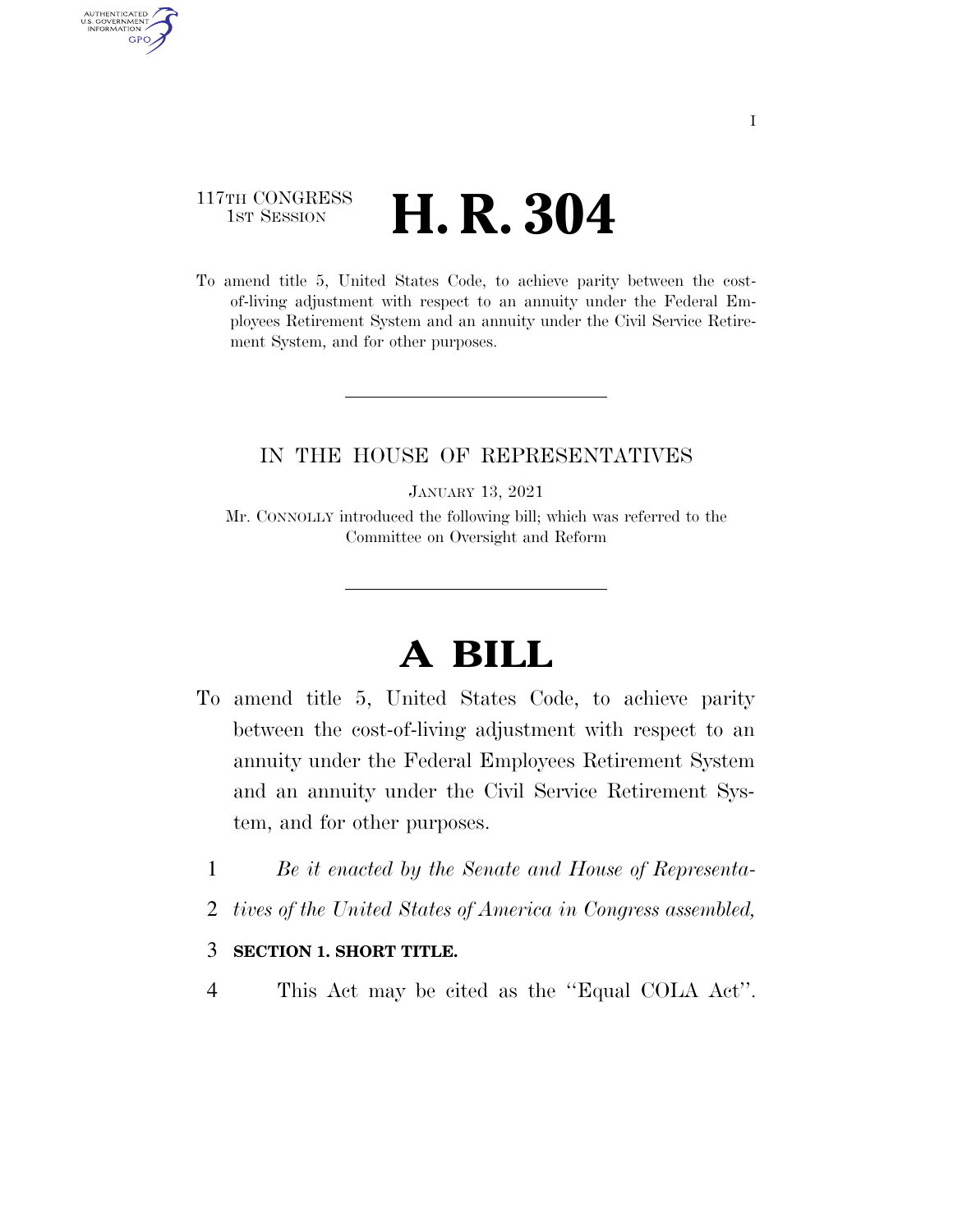117TH CONGRESS
1ST SESSION

# H. R. 304

To amend title 5, United States Code, to achieve parity between the cost-of-living adjustment with respect to an annuity under the Federal Employees Retirement System and an annuity under the Civil Service Retirement System, and for other purposes.

---

IN THE HOUSE OF REPRESENTATIVES

JANUARY 13, 2021

Mr. CONNOLLY introduced the following bill; which was referred to the Committee on Oversight and Reform

---

# A BILL

To amend title 5, United States Code, to achieve parity between the cost-of-living adjustment with respect to an annuity under the Federal Employees Retirement System and an annuity under the Civil Service Retirement System, and for other purposes.

1 *Be it enacted by the Senate and House of Representa-*
2 *tives of the United States of America in Congress assembled,*
3 **SECTION 1. SHORT TITLE.**
4 This Act may be cited as the ''Equal COLA Act''.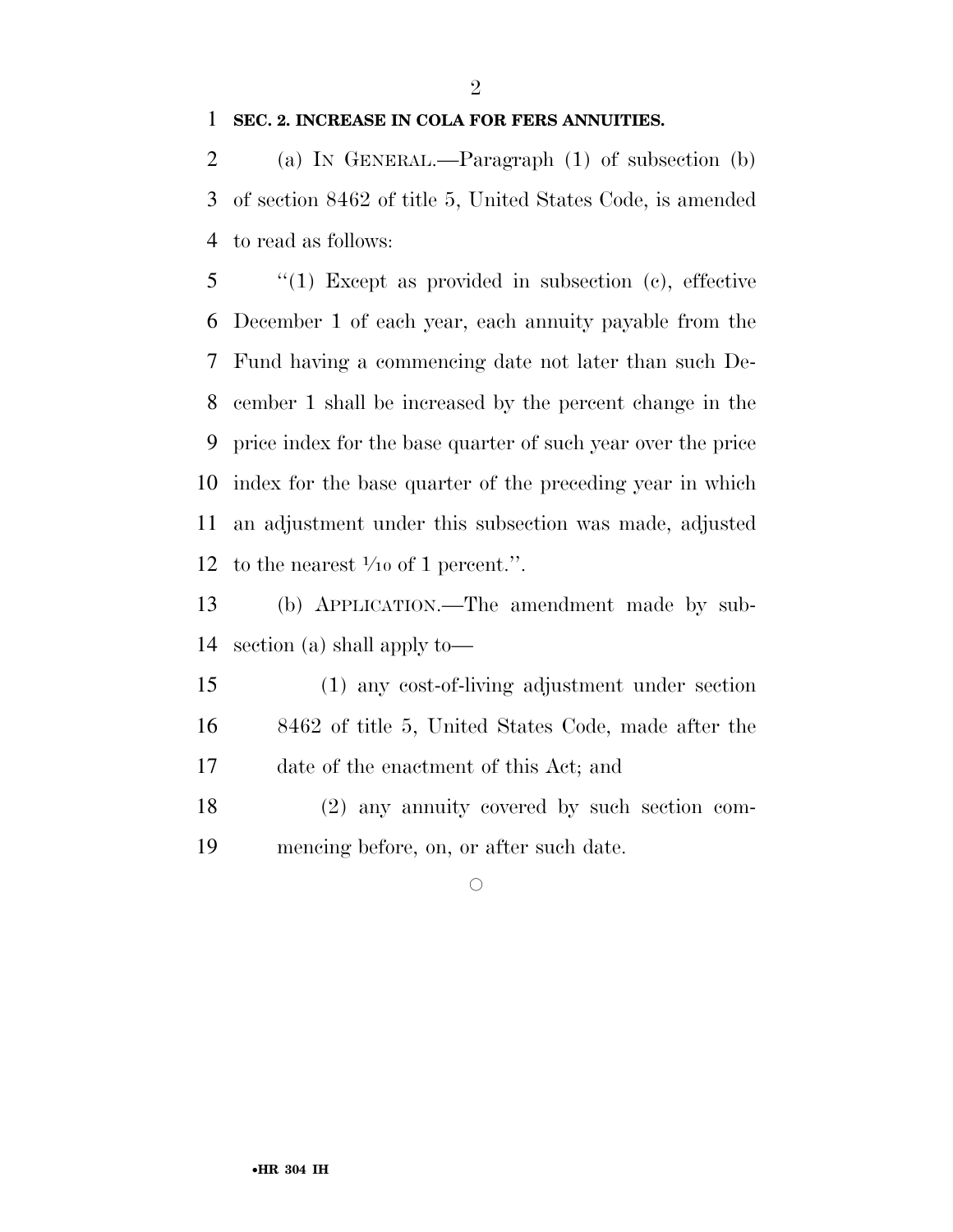**SEC. 2. INCREASE IN COLA FOR FERS ANNUITIES.**

(a) IN GENERAL.—Paragraph (1) of subsection (b) of section 8462 of title 5, United States Code, is amended to read as follows:

"(1) Except as provided in subsection (c), effective December 1 of each year, each annuity payable from the Fund having a commencing date not later than such December 1 shall be increased by the percent change in the price index for the base quarter of such year over the price index for the base quarter of the preceding year in which an adjustment under this subsection was made, adjusted to the nearest 1⁄10 of 1 percent.".

(b) APPLICATION.—The amendment made by subsection (a) shall apply to—

(1) any cost-of-living adjustment under section 8462 of title 5, United States Code, made after the date of the enactment of this Act; and

(2) any annuity covered by such section commencing before, on, or after such date.

○